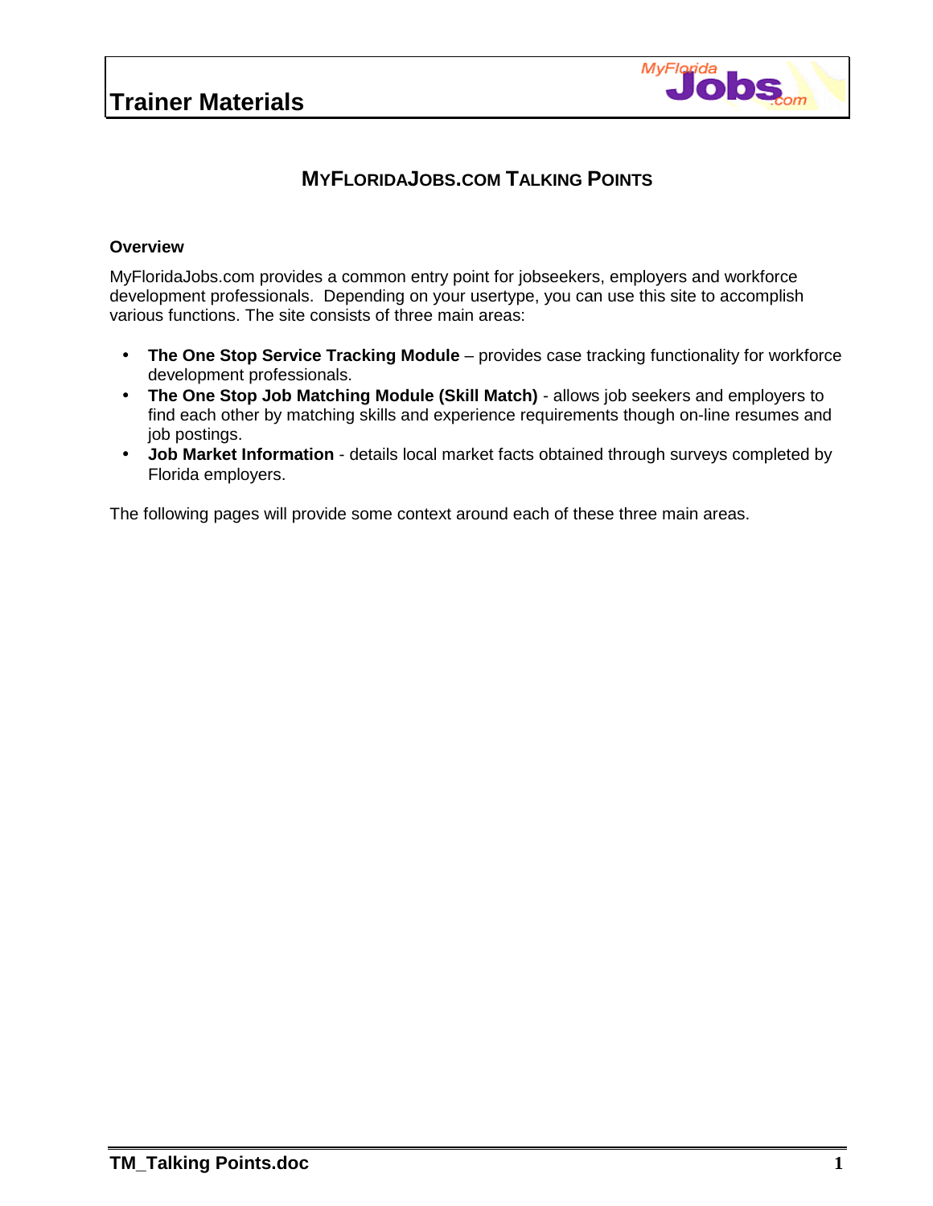# Trainer Materials

## MyFloridaJobs.com Talking Points

### Overview

MyFloridaJobs.com provides a common entry point for jobseekers, employers and workforce development professionals. Depending on your usertype, you can use this site to accomplish various functions. The site consists of three main areas:

- **The One Stop Service Tracking Module** – provides case tracking functionality for workforce development professionals.
- **The One Stop Job Matching Module (Skill Match)** - allows job seekers and employers to find each other by matching skills and experience requirements though on-line resumes and job postings.
- **Job Market Information** - details local market facts obtained through surveys completed by Florida employers.

The following pages will provide some context around each of these three main areas.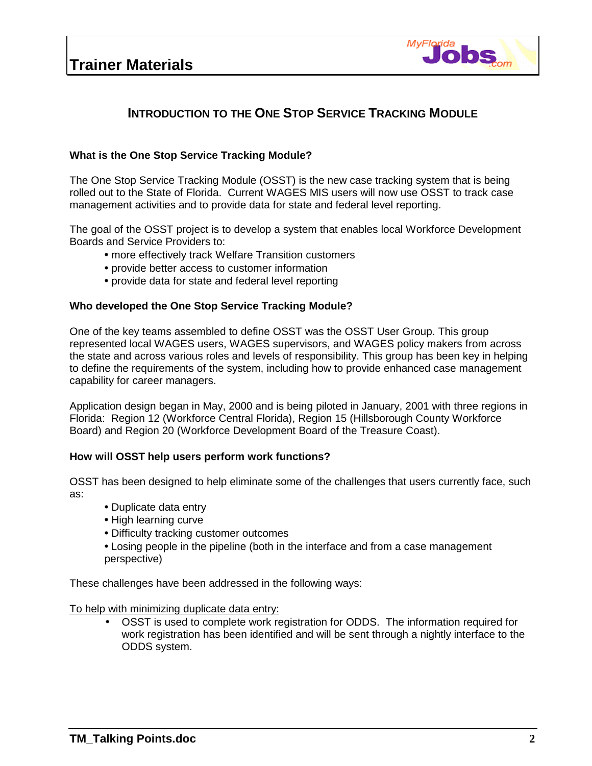# INTRODUCTION TO THE ONE STOP SERVICE TRACKING MODULE

### What is the One Stop Service Tracking Module?

The One Stop Service Tracking Module (OSST) is the new case tracking system that is being rolled out to the State of Florida. Current WAGES MIS users will now use OSST to track case management activities and to provide data for state and federal level reporting.

The goal of the OSST project is to develop a system that enables local Workforce Development Boards and Service Providers to:

- more effectively track Welfare Transition customers
- provide better access to customer information
- provide data for state and federal level reporting

### Who developed the One Stop Service Tracking Module?

One of the key teams assembled to define OSST was the OSST User Group. This group represented local WAGES users, WAGES supervisors, and WAGES policy makers from across the state and across various roles and levels of responsibility. This group has been key in helping to define the requirements of the system, including how to provide enhanced case management capability for career managers.

Application design began in May, 2000 and is being piloted in January, 2001 with three regions in Florida: Region 12 (Workforce Central Florida), Region 15 (Hillsborough County Workforce Board) and Region 20 (Workforce Development Board of the Treasure Coast).

### How will OSST help users perform work functions?

OSST has been designed to help eliminate some of the challenges that users currently face, such as:

- Duplicate data entry
- High learning curve
- Difficulty tracking customer outcomes
- Losing people in the pipeline (both in the interface and from a case management perspective)

These challenges have been addressed in the following ways:

<u>To help with minimizing duplicate data entry:</u>

- OSST is used to complete work registration for ODDS. The information required for work registration has been identified and will be sent through a nightly interface to the ODDS system.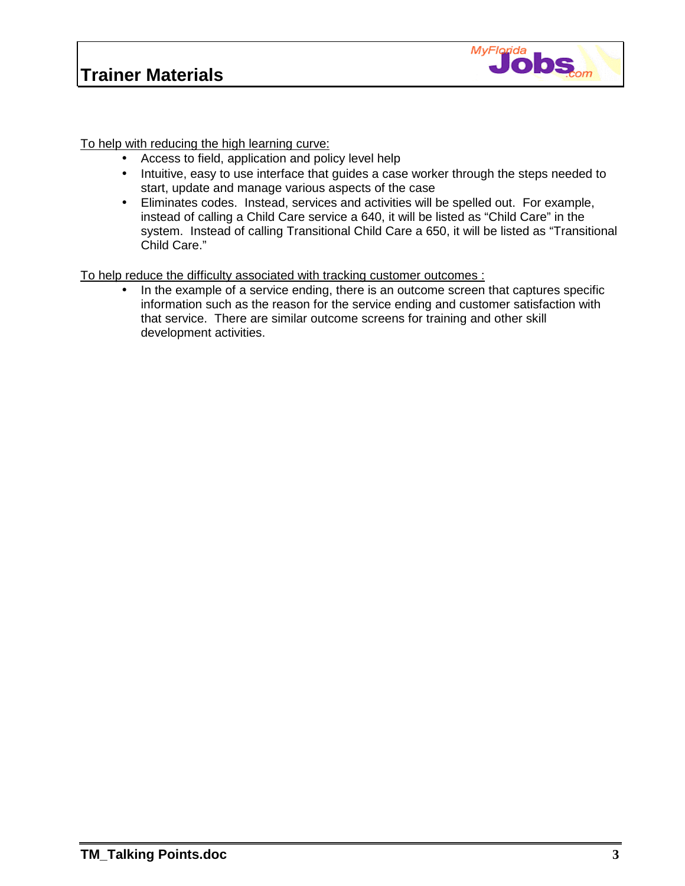To help with reducing the high learning curve:

- Access to field, application and policy level help
- Intuitive, easy to use interface that guides a case worker through the steps needed to start, update and manage various aspects of the case
- Eliminates codes. Instead, services and activities will be spelled out. For example, instead of calling a Child Care service a 640, it will be listed as "Child Care" in the system. Instead of calling Transitional Child Care a 650, it will be listed as "Transitional Child Care."

To help reduce the difficulty associated with tracking customer outcomes :

- In the example of a service ending, there is an outcome screen that captures specific information such as the reason for the service ending and customer satisfaction with that service. There are similar outcome screens for training and other skill development activities.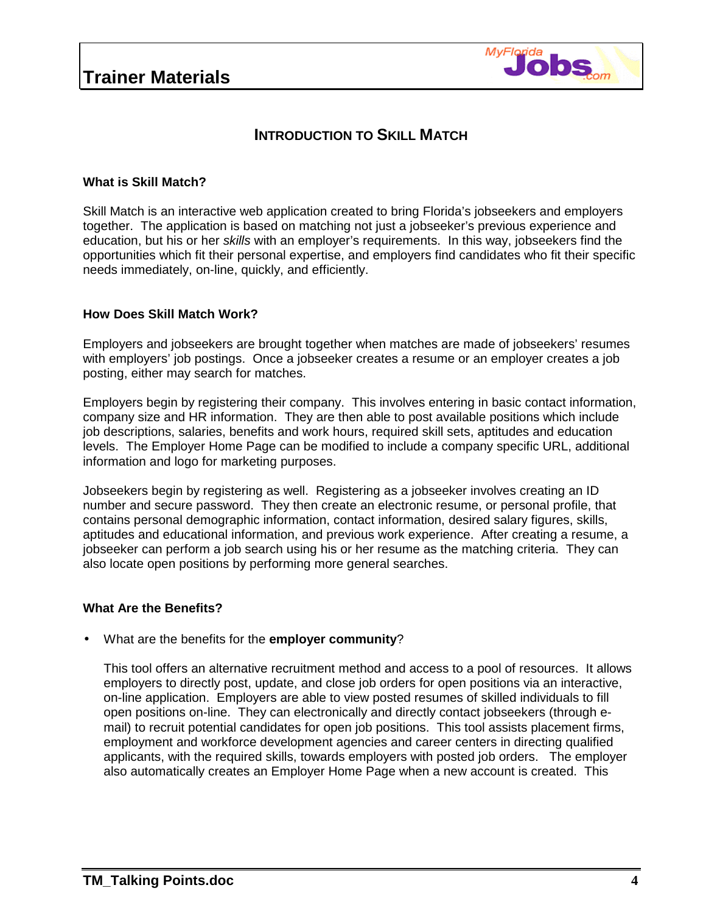## INTRODUCTION TO SKILL MATCH

### What is Skill Match?

Skill Match is an interactive web application created to bring Florida's jobseekers and employers together. The application is based on matching not just a jobseeker's previous experience and education, but his or her *skills* with an employer's requirements. In this way, jobseekers find the opportunities which fit their personal expertise, and employers find candidates who fit their specific needs immediately, on-line, quickly, and efficiently.

### How Does Skill Match Work?

Employers and jobseekers are brought together when matches are made of jobseekers' resumes with employers' job postings. Once a jobseeker creates a resume or an employer creates a job posting, either may search for matches.

Employers begin by registering their company. This involves entering in basic contact information, company size and HR information. They are then able to post available positions which include job descriptions, salaries, benefits and work hours, required skill sets, aptitudes and education levels. The Employer Home Page can be modified to include a company specific URL, additional information and logo for marketing purposes.

Jobseekers begin by registering as well. Registering as a jobseeker involves creating an ID number and secure password. They then create an electronic resume, or personal profile, that contains personal demographic information, contact information, desired salary figures, skills, aptitudes and educational information, and previous work experience. After creating a resume, a jobseeker can perform a job search using his or her resume as the matching criteria. They can also locate open positions by performing more general searches.

### What Are the Benefits?

- What are the benefits for the **employer community**?

  This tool offers an alternative recruitment method and access to a pool of resources. It allows employers to directly post, update, and close job orders for open positions via an interactive, on-line application. Employers are able to view posted resumes of skilled individuals to fill open positions on-line. They can electronically and directly contact jobseekers (through e-mail) to recruit potential candidates for open job positions. This tool assists placement firms, employment and workforce development agencies and career centers in directing qualified applicants, with the required skills, towards employers with posted job orders. The employer also automatically creates an Employer Home Page when a new account is created. This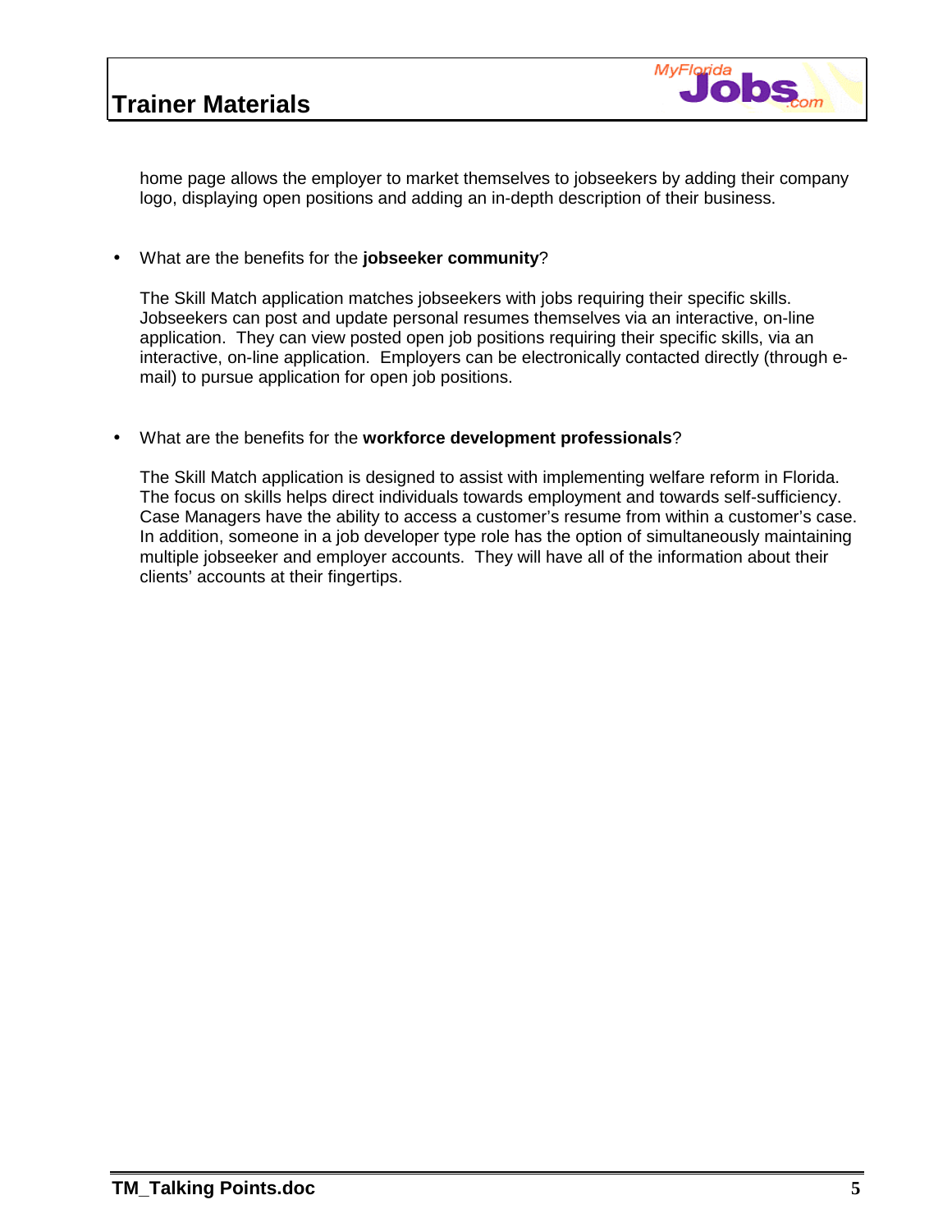home page allows the employer to market themselves to jobseekers by adding their company logo, displaying open positions and adding an in-depth description of their business.

- What are the benefits for the **jobseeker community**?

  The Skill Match application matches jobseekers with jobs requiring their specific skills. Jobseekers can post and update personal resumes themselves via an interactive, on-line application. They can view posted open job positions requiring their specific skills, via an interactive, on-line application. Employers can be electronically contacted directly (through e-mail) to pursue application for open job positions.

- What are the benefits for the **workforce development professionals**?

  The Skill Match application is designed to assist with implementing welfare reform in Florida. The focus on skills helps direct individuals towards employment and towards self-sufficiency. Case Managers have the ability to access a customer's resume from within a customer's case. In addition, someone in a job developer type role has the option of simultaneously maintaining multiple jobseeker and employer accounts. They will have all of the information about their clients' accounts at their fingertips.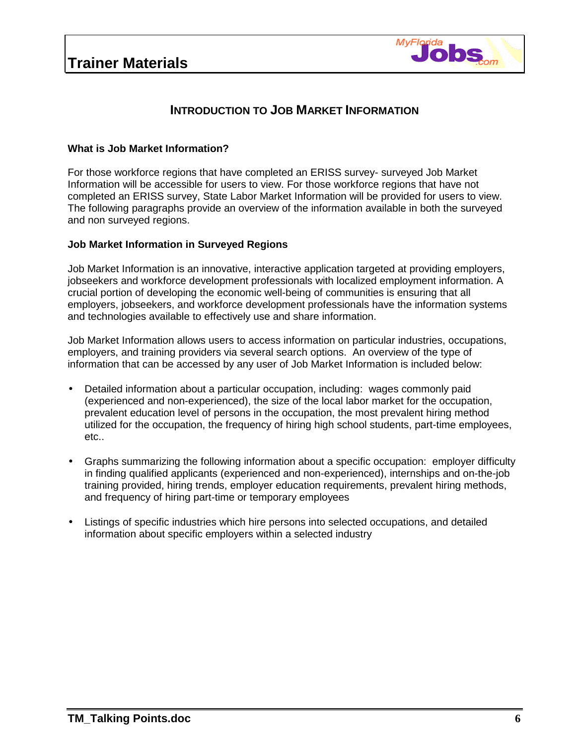## INTRODUCTION TO JOB MARKET INFORMATION

### What is Job Market Information?

For those workforce regions that have completed an ERISS survey- surveyed Job Market Information will be accessible for users to view. For those workforce regions that have not completed an ERISS survey, State Labor Market Information will be provided for users to view. The following paragraphs provide an overview of the information available in both the surveyed and non surveyed regions.

### Job Market Information in Surveyed Regions

Job Market Information is an innovative, interactive application targeted at providing employers, jobseekers and workforce development professionals with localized employment information. A crucial portion of developing the economic well-being of communities is ensuring that all employers, jobseekers, and workforce development professionals have the information systems and technologies available to effectively use and share information.

Job Market Information allows users to access information on particular industries, occupations, employers, and training providers via several search options. An overview of the type of information that can be accessed by any user of Job Market Information is included below:

- Detailed information about a particular occupation, including: wages commonly paid (experienced and non-experienced), the size of the local labor market for the occupation, prevalent education level of persons in the occupation, the most prevalent hiring method utilized for the occupation, the frequency of hiring high school students, part-time employees, etc..

- Graphs summarizing the following information about a specific occupation: employer difficulty in finding qualified applicants (experienced and non-experienced), internships and on-the-job training provided, hiring trends, employer education requirements, prevalent hiring methods, and frequency of hiring part-time or temporary employees

- Listings of specific industries which hire persons into selected occupations, and detailed information about specific employers within a selected industry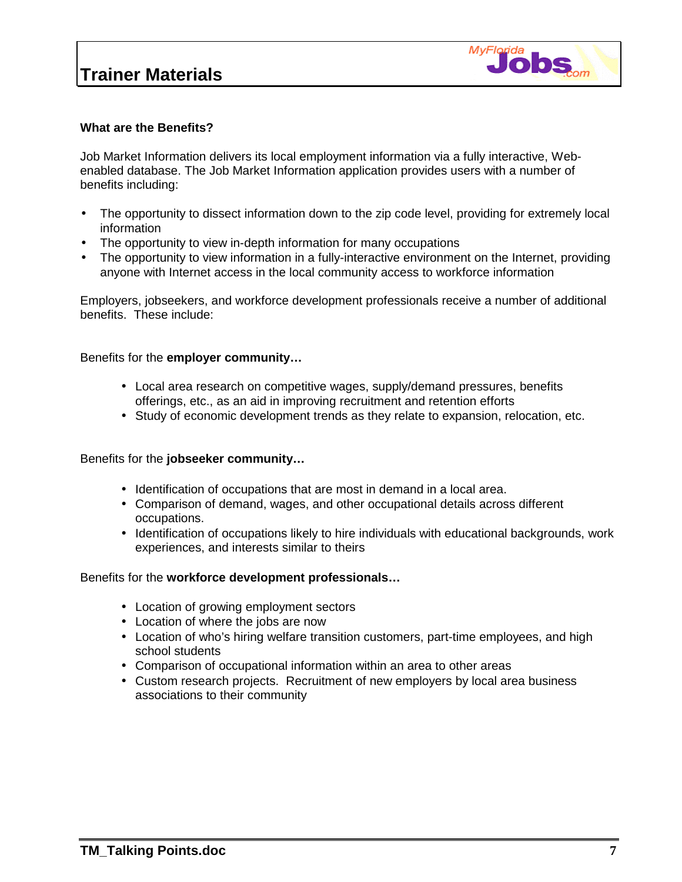### What are the Benefits?

Job Market Information delivers its local employment information via a fully interactive, Web-enabled database. The Job Market Information application provides users with a number of benefits including:

- The opportunity to dissect information down to the zip code level, providing for extremely local information
- The opportunity to view in-depth information for many occupations
- The opportunity to view information in a fully-interactive environment on the Internet, providing anyone with Internet access in the local community access to workforce information

Employers, jobseekers, and workforce development professionals receive a number of additional benefits. These include:

Benefits for the **employer community…**

- Local area research on competitive wages, supply/demand pressures, benefits offerings, etc., as an aid in improving recruitment and retention efforts
- Study of economic development trends as they relate to expansion, relocation, etc.

Benefits for the **jobseeker community…**

- Identification of occupations that are most in demand in a local area.
- Comparison of demand, wages, and other occupational details across different occupations.
- Identification of occupations likely to hire individuals with educational backgrounds, work experiences, and interests similar to theirs

Benefits for the **workforce development professionals…**

- Location of growing employment sectors
- Location of where the jobs are now
- Location of who's hiring welfare transition customers, part-time employees, and high school students
- Comparison of occupational information within an area to other areas
- Custom research projects. Recruitment of new employers by local area business associations to their community